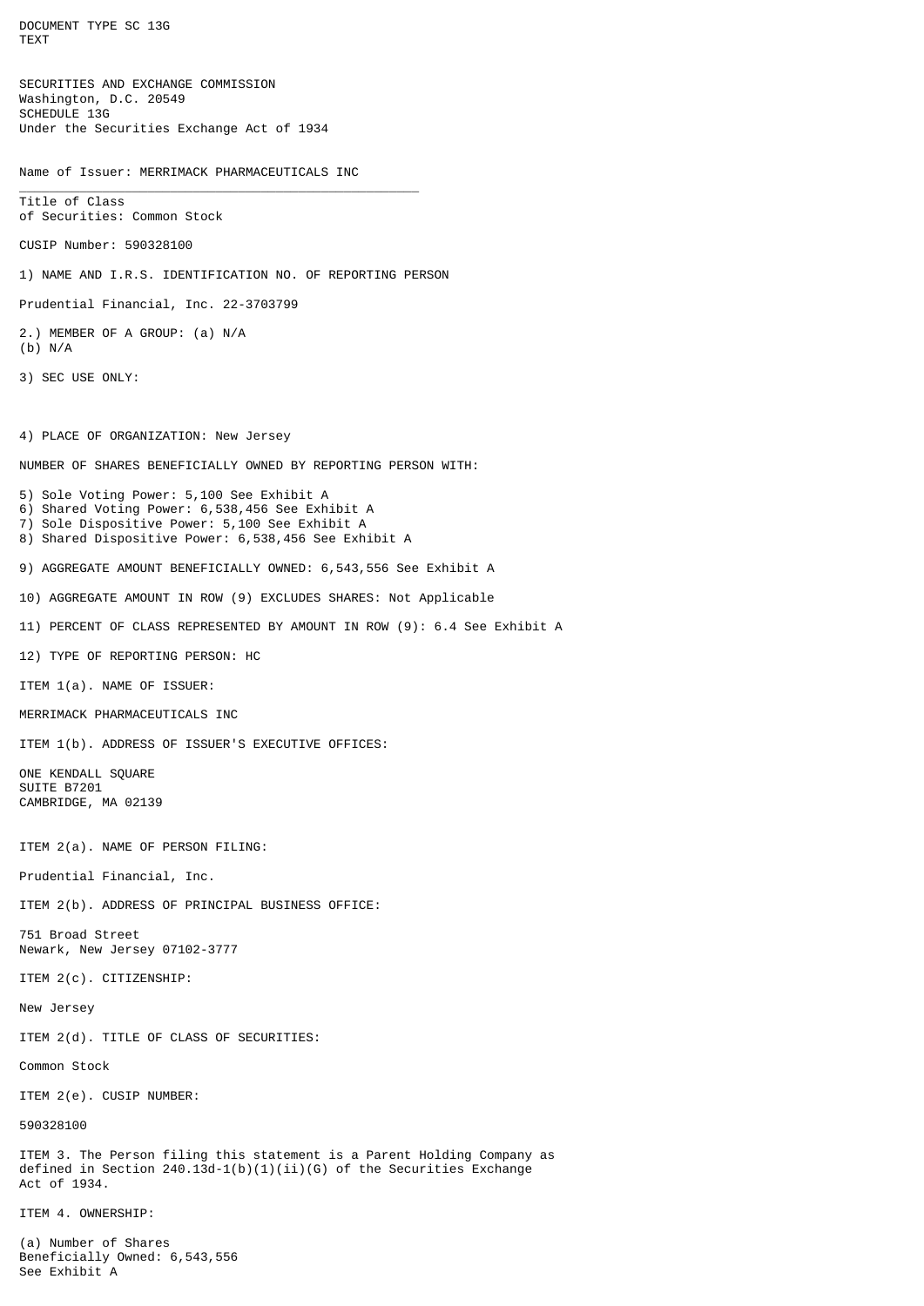DOCUMENT TYPE SC 13G
TEXT

SECURITIES AND EXCHANGE COMMISSION
Washington, D.C. 20549
SCHEDULE 13G
Under the Securities Exchange Act of 1934

Name of Issuer: MERRIMACK PHARMACEUTICALS INC

---

Title of Class
of Securities: Common Stock

CUSIP Number: 590328100

1) NAME AND I.R.S. IDENTIFICATION NO. OF REPORTING PERSON

Prudential Financial, Inc. 22-3703799

2.) MEMBER OF A GROUP: (a) N/A
(b) N/A

3) SEC USE ONLY:

4) PLACE OF ORGANIZATION: New Jersey

NUMBER OF SHARES BENEFICIALLY OWNED BY REPORTING PERSON WITH:

5) Sole Voting Power: 5,100 See Exhibit A
6) Shared Voting Power: 6,538,456 See Exhibit A
7) Sole Dispositive Power: 5,100 See Exhibit A
8) Shared Dispositive Power: 6,538,456 See Exhibit A

9) AGGREGATE AMOUNT BENEFICIALLY OWNED: 6,543,556 See Exhibit A

10) AGGREGATE AMOUNT IN ROW (9) EXCLUDES SHARES: Not Applicable

11) PERCENT OF CLASS REPRESENTED BY AMOUNT IN ROW (9): 6.4 See Exhibit A

12) TYPE OF REPORTING PERSON: HC

ITEM 1(a). NAME OF ISSUER:

MERRIMACK PHARMACEUTICALS INC

ITEM 1(b). ADDRESS OF ISSUER'S EXECUTIVE OFFICES:

ONE KENDALL SQUARE
SUITE B7201
CAMBRIDGE, MA 02139

ITEM 2(a). NAME OF PERSON FILING:

Prudential Financial, Inc.

ITEM 2(b). ADDRESS OF PRINCIPAL BUSINESS OFFICE:

751 Broad Street
Newark, New Jersey 07102-3777

ITEM 2(c). CITIZENSHIP:

New Jersey

ITEM 2(d). TITLE OF CLASS OF SECURITIES:

Common Stock

ITEM 2(e). CUSIP NUMBER:

590328100

ITEM 3. The Person filing this statement is a Parent Holding Company as defined in Section 240.13d-1(b)(1)(ii)(G) of the Securities Exchange Act of 1934.

ITEM 4. OWNERSHIP:

(a) Number of Shares
Beneficially Owned: 6,543,556
See Exhibit A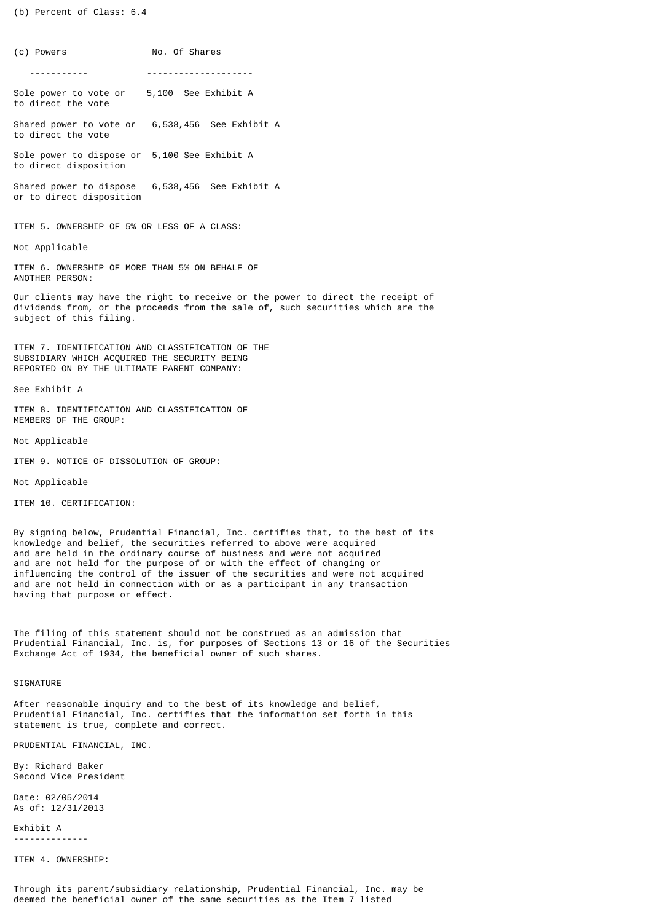(b) Percent of Class: 6.4

| (c) Powers | No. Of Shares |
|---|---|
| Sole power to vote or to direct the vote | 5,100 See Exhibit A |
| Shared power to vote or to direct the vote | 6,538,456 See Exhibit A |
| Sole power to dispose or to direct disposition | 5,100 See Exhibit A |
| Shared power to dispose or to direct disposition | 6,538,456 See Exhibit A |

ITEM 5. OWNERSHIP OF 5% OR LESS OF A CLASS:

Not Applicable

ITEM 6. OWNERSHIP OF MORE THAN 5% ON BEHALF OF ANOTHER PERSON:

Our clients may have the right to receive or the power to direct the receipt of dividends from, or the proceeds from the sale of, such securities which are the subject of this filing.

ITEM 7. IDENTIFICATION AND CLASSIFICATION OF THE SUBSIDIARY WHICH ACQUIRED THE SECURITY BEING REPORTED ON BY THE ULTIMATE PARENT COMPANY:

See Exhibit A

ITEM 8. IDENTIFICATION AND CLASSIFICATION OF MEMBERS OF THE GROUP:

Not Applicable

ITEM 9. NOTICE OF DISSOLUTION OF GROUP:

Not Applicable

ITEM 10. CERTIFICATION:

By signing below, Prudential Financial, Inc. certifies that, to the best of its knowledge and belief, the securities referred to above were acquired and are held in the ordinary course of business and were not acquired and are not held for the purpose of or with the effect of changing or influencing the control of the issuer of the securities and were not acquired and are not held in connection with or as a participant in any transaction having that purpose or effect.

The filing of this statement should not be construed as an admission that Prudential Financial, Inc. is, for purposes of Sections 13 or 16 of the Securities Exchange Act of 1934, the beneficial owner of such shares.

SIGNATURE

After reasonable inquiry and to the best of its knowledge and belief, Prudential Financial, Inc. certifies that the information set forth in this statement is true, complete and correct.

PRUDENTIAL FINANCIAL, INC.

By: Richard Baker
Second Vice President

Date: 02/05/2014
As of: 12/31/2013

Exhibit A

ITEM 4. OWNERSHIP:

Through its parent/subsidiary relationship, Prudential Financial, Inc. may be deemed the beneficial owner of the same securities as the Item 7 listed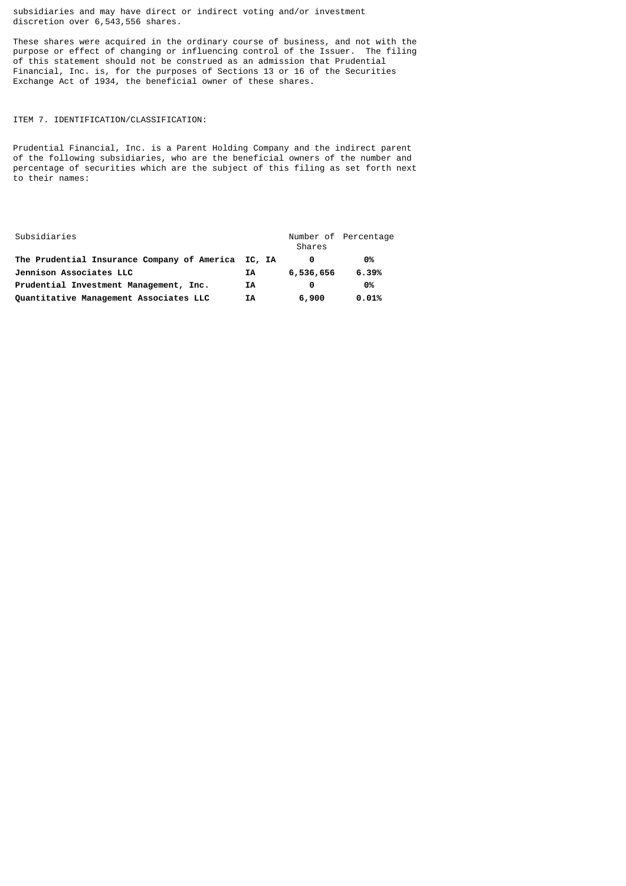subsidiaries and may have direct or indirect voting and/or investment discretion over 6,543,556 shares.

These shares were acquired in the ordinary course of business, and not with the purpose or effect of changing or influencing control of the Issuer. The filing of this statement should not be construed as an admission that Prudential Financial, Inc. is, for the purposes of Sections 13 or 16 of the Securities Exchange Act of 1934, the beneficial owner of these shares.

ITEM 7. IDENTIFICATION/CLASSIFICATION:

Prudential Financial, Inc. is a Parent Holding Company and the indirect parent of the following subsidiaries, who are the beneficial owners of the number and percentage of securities which are the subject of this filing as set forth next to their names:

| Subsidiaries | | Number of Shares | Percentage |
|---|---|---|---|
| **The Prudential Insurance Company of America** | **IC, IA** | **0** | **0%** |
| **Jennison Associates LLC** | **IA** | **6,536,656** | **6.39%** |
| **Prudential Investment Management, Inc.** | **IA** | **0** | **0%** |
| **Quantitative Management Associates LLC** | **IA** | **6,900** | **0.01%** |